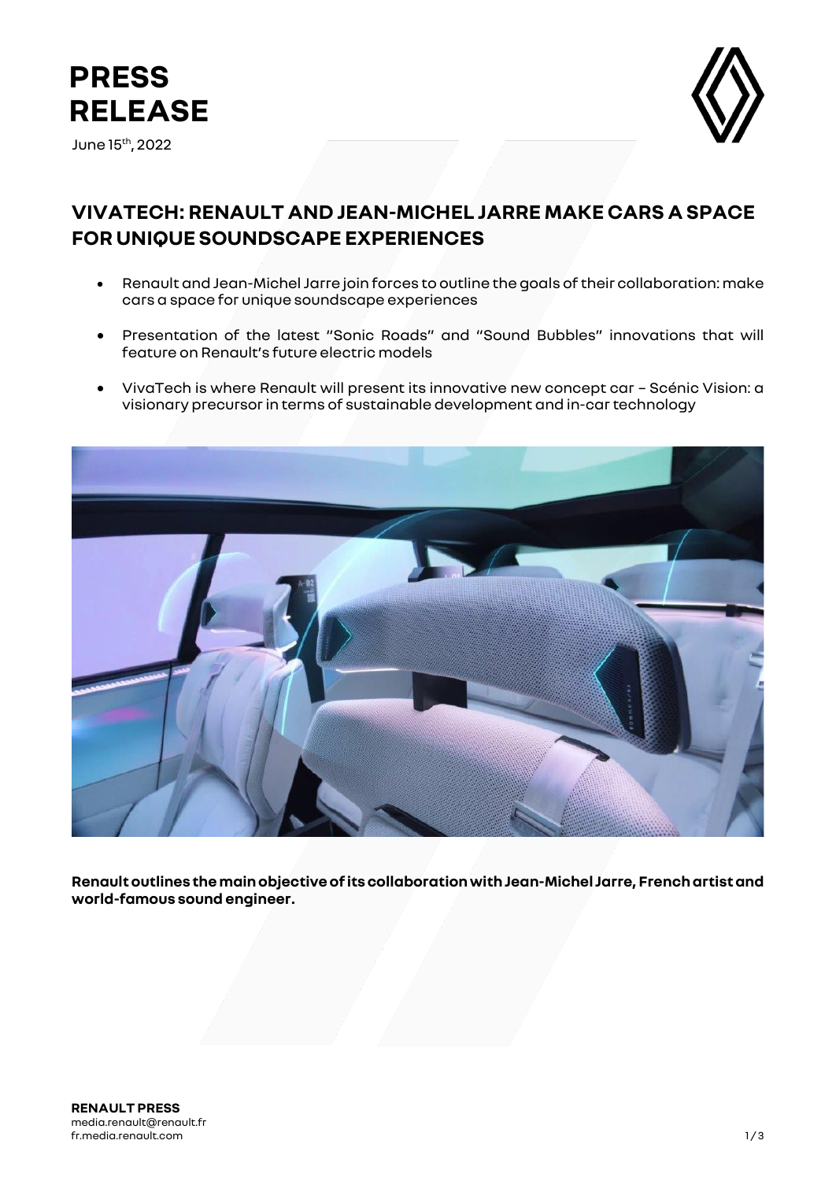# PRESS RELEASE

June 15th, 2022

## VIVATECH: RENAULT AND JEAN-MICHEL JARRE MAKE CARS A SPACE FOR UNIQUE SOUNDSCAPE EXPERIENCES

- Renault and Jean-Michel Jarre join forces to outline the goals of their collaboration: make cars a space for unique soundscape experiences
- Presentation of the latest "Sonic Roads" and "Sound Bubbles" innovations that will feature on Renault's future electric models
- VivaTech is where Renault will present its innovative new concept car – Scénic Vision: a visionary precursor in terms of sustainable development and in-car technology

**Renault outlines the main objective of its collaboration with Jean-Michel Jarre, French artist and world-famous sound engineer.**

**RENAULT PRESS**
media.renault@renault.fr
fr.media.renault.com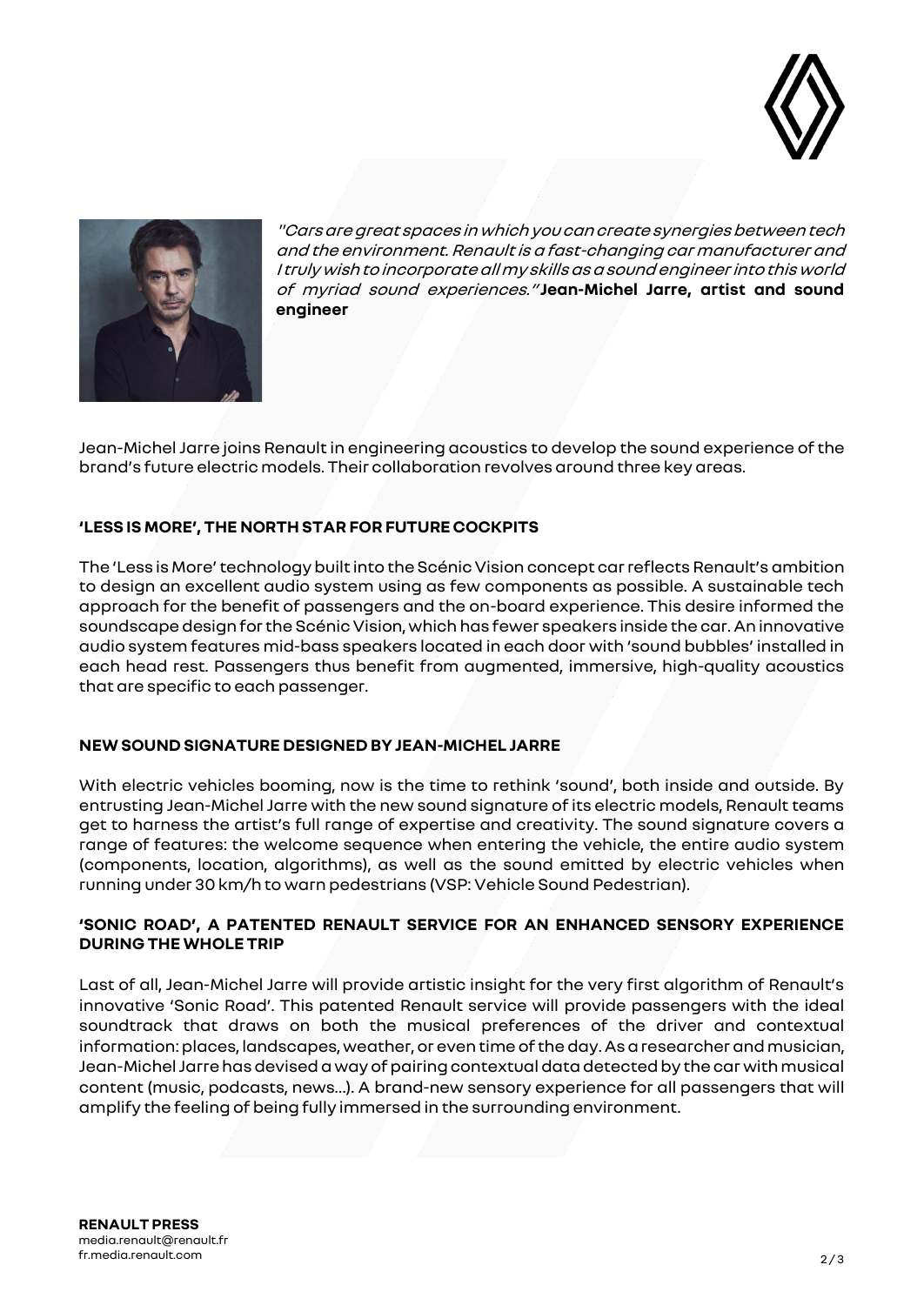*"Cars are great spaces in which you can create synergies between tech and the environment. Renault is a fast-changing car manufacturer and I truly wish to incorporate all my skills as a sound engineer into this world of myriad sound experiences."* **Jean-Michel Jarre, artist and sound engineer**

Jean-Michel Jarre joins Renault in engineering acoustics to develop the sound experience of the brand's future electric models. Their collaboration revolves around three key areas.

## 'LESS IS MORE', THE NORTH STAR FOR FUTURE COCKPITS

The 'Less is More' technology built into the Scénic Vision concept car reflects Renault's ambition to design an excellent audio system using as few components as possible. A sustainable tech approach for the benefit of passengers and the on-board experience. This desire informed the soundscape design for the Scénic Vision, which has fewer speakers inside the car. An innovative audio system features mid-bass speakers located in each door with 'sound bubbles' installed in each head rest. Passengers thus benefit from augmented, immersive, high-quality acoustics that are specific to each passenger.

## NEW SOUND SIGNATURE DESIGNED BY JEAN-MICHEL JARRE

With electric vehicles booming, now is the time to rethink 'sound', both inside and outside. By entrusting Jean-Michel Jarre with the new sound signature of its electric models, Renault teams get to harness the artist's full range of expertise and creativity. The sound signature covers a range of features: the welcome sequence when entering the vehicle, the entire audio system (components, location, algorithms), as well as the sound emitted by electric vehicles when running under 30 km/h to warn pedestrians (VSP: Vehicle Sound Pedestrian).

## 'SONIC ROAD', A PATENTED RENAULT SERVICE FOR AN ENHANCED SENSORY EXPERIENCE DURING THE WHOLE TRIP

Last of all, Jean-Michel Jarre will provide artistic insight for the very first algorithm of Renault's innovative 'Sonic Road'. This patented Renault service will provide passengers with the ideal soundtrack that draws on both the musical preferences of the driver and contextual information: places, landscapes, weather, or even time of the day. As a researcher and musician, Jean-Michel Jarre has devised a way of pairing contextual data detected by the car with musical content (music, podcasts, news…). A brand-new sensory experience for all passengers that will amplify the feeling of being fully immersed in the surrounding environment.

**RENAULT PRESS**
media.renault@renault.fr
fr.media.renault.com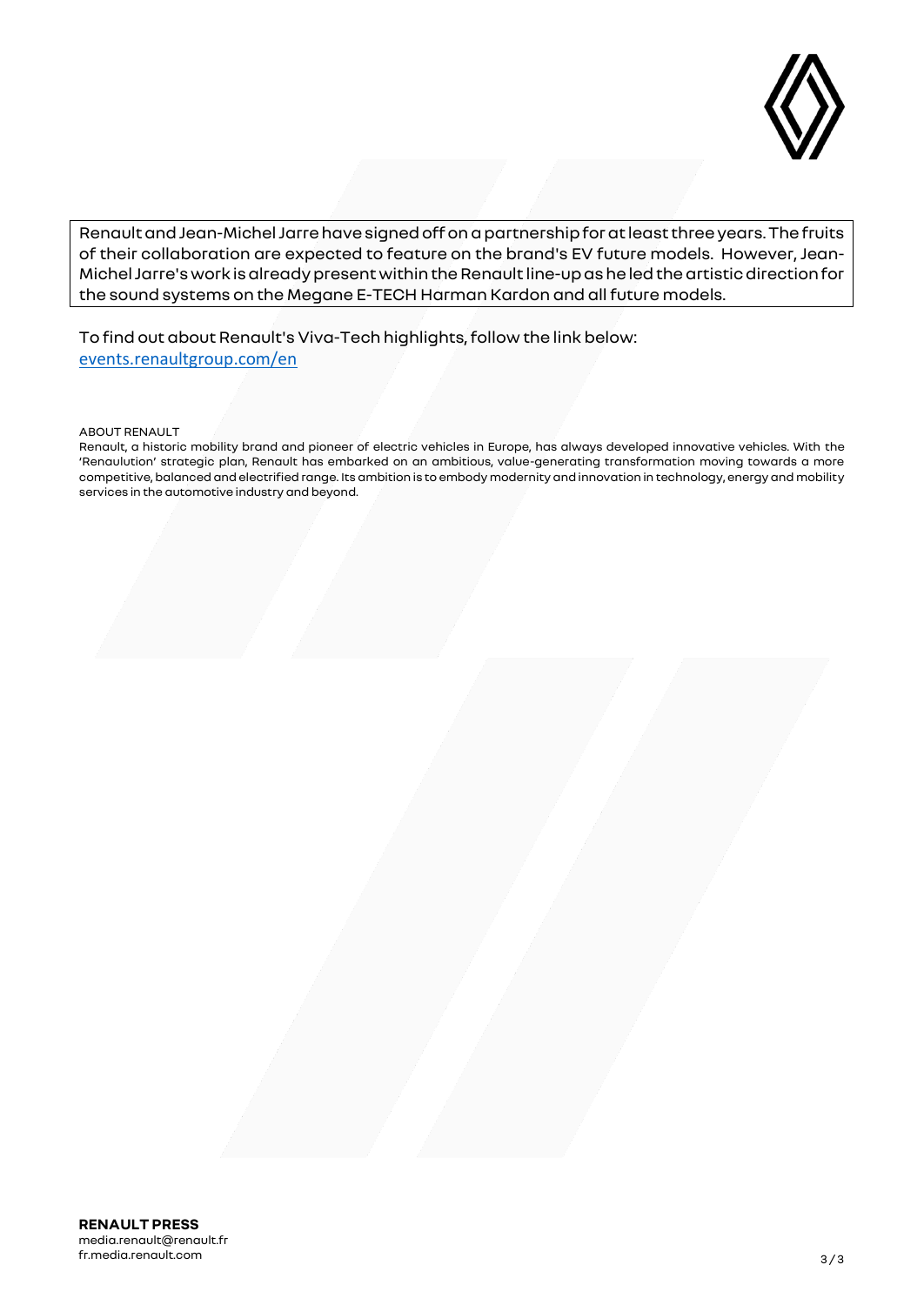Renault and Jean-Michel Jarre have signed off on a partnership for at least three years. The fruits of their collaboration are expected to feature on the brand's EV future models. However, Jean-Michel Jarre's work is already present within the Renault line-up as he led the artistic direction for the sound systems on the Megane E-TECH Harman Kardon and all future models.

To find out about Renault's Viva-Tech highlights, follow the link below:
events.renaultgroup.com/en

ABOUT RENAULT

Renault, a historic mobility brand and pioneer of electric vehicles in Europe, has always developed innovative vehicles. With the 'Renaulution' strategic plan, Renault has embarked on an ambitious, value-generating transformation moving towards a more competitive, balanced and electrified range. Its ambition is to embody modernity and innovation in technology, energy and mobility services in the automotive industry and beyond.

**RENAULT PRESS**
media.renault@renault.fr
fr.media.renault.com